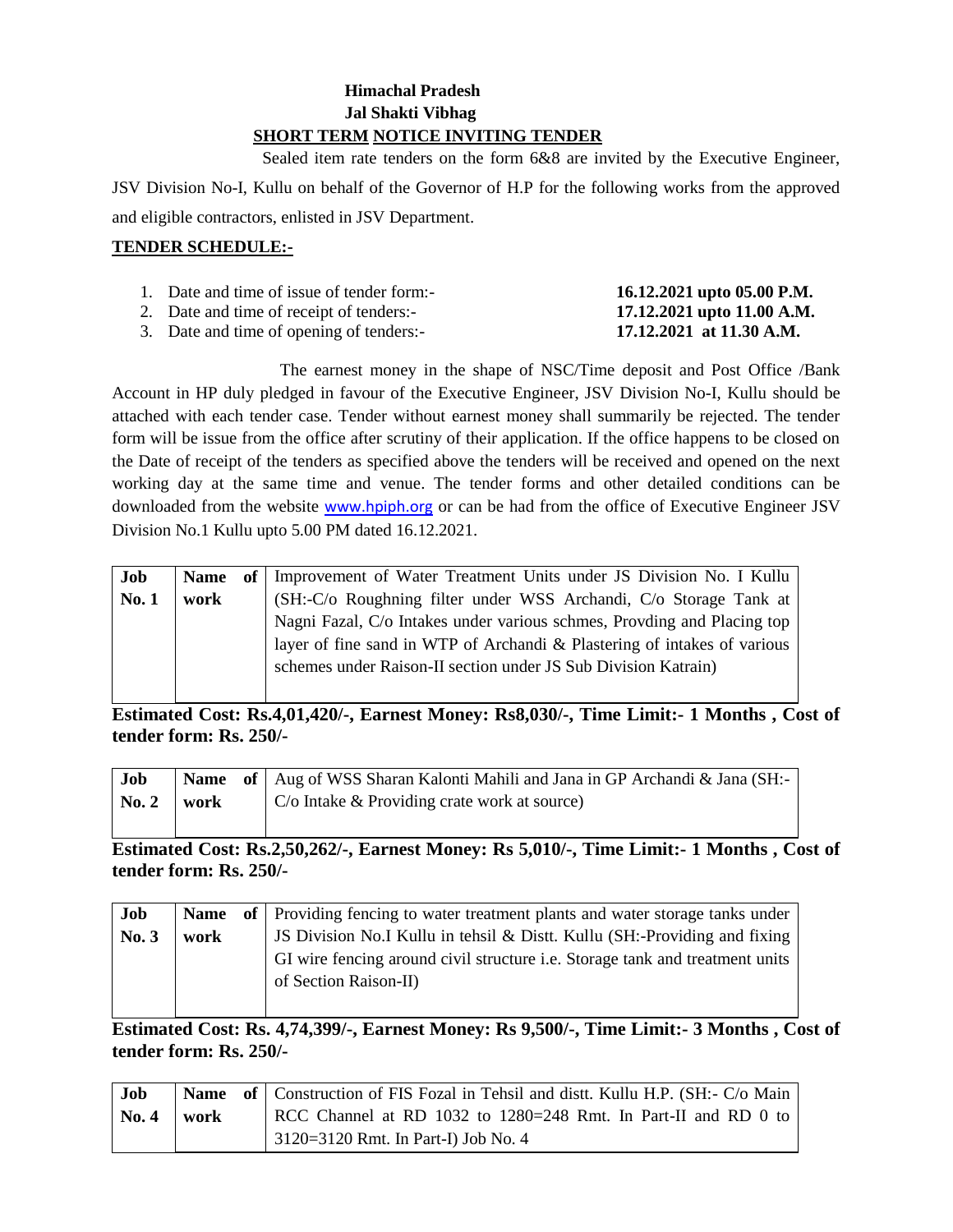**Himachal Pradesh**
**Jal Shakti Vibhag**
**SHORT TERM NOTICE INVITING TENDER**

Sealed item rate tenders on the form 6&8 are invited by the Executive Engineer, JSV Division No-I, Kullu on behalf of the Governor of H.P for the following works from the approved and eligible contractors, enlisted in JSV Department.

**TENDER SCHEDULE:-**

1. Date and time of issue of tender form:- **16.12.2021 upto 05.00 P.M.**
2. Date and time of receipt of tenders:- **17.12.2021 upto 11.00 A.M.**
3. Date and time of opening of tenders:- **17.12.2021 at 11.30 A.M.**

The earnest money in the shape of NSC/Time deposit and Post Office /Bank Account in HP duly pledged in favour of the Executive Engineer, JSV Division No-I, Kullu should be attached with each tender case. Tender without earnest money shall summarily be rejected. The tender form will be issue from the office after scrutiny of their application. If the office happens to be closed on the Date of receipt of the tenders as specified above the tenders will be received and opened on the next working day at the same time and venue. The tender forms and other detailed conditions can be downloaded from the website www.hpiph.org or can be had from the office of Executive Engineer JSV Division No.1 Kullu upto 5.00 PM dated 16.12.2021.

| Job No. 1 | Name of work | Improvement of Water Treatment Units under JS Division No. I Kullu (SH:-C/o Roughning filter under WSS Archandi, C/o Storage Tank at Nagni Fazal, C/o Intakes under various schmes, Provding and Placing top layer of fine sand in WTP of Archandi & Plastering of intakes of various schemes under Raison-II section under JS Sub Division Katrain) |
|---|---|---|

**Estimated Cost: Rs.4,01,420/-, Earnest Money: Rs8,030/-, Time Limit:- 1 Months , Cost of tender form: Rs. 250/-**

| Job No. 2 | Name of work | Aug of WSS Sharan Kalonti Mahili and Jana in GP Archandi & Jana (SH:- C/o Intake & Providing crate work at source) |
|---|---|---|

**Estimated Cost: Rs.2,50,262/-, Earnest Money: Rs 5,010/-, Time Limit:- 1 Months , Cost of tender form: Rs. 250/-**

| Job No. 3 | Name of work | Providing fencing to water treatment plants and water storage tanks under JS Division No.I Kullu in tehsil & Distt. Kullu (SH:-Providing and fixing GI wire fencing around civil structure i.e. Storage tank and treatment units of Section Raison-II) |
|---|---|---|

**Estimated Cost: Rs. 4,74,399/-, Earnest Money: Rs 9,500/-, Time Limit:- 3 Months , Cost of tender form: Rs. 250/-**

| Job No. 4 | Name of work | Construction of FIS Fozal in Tehsil and distt. Kullu H.P. (SH:- C/o Main RCC Channel at RD 1032 to 1280=248 Rmt. In Part-II and RD 0 to 3120=3120 Rmt. In Part-I) Job No. 4 |
|---|---|---|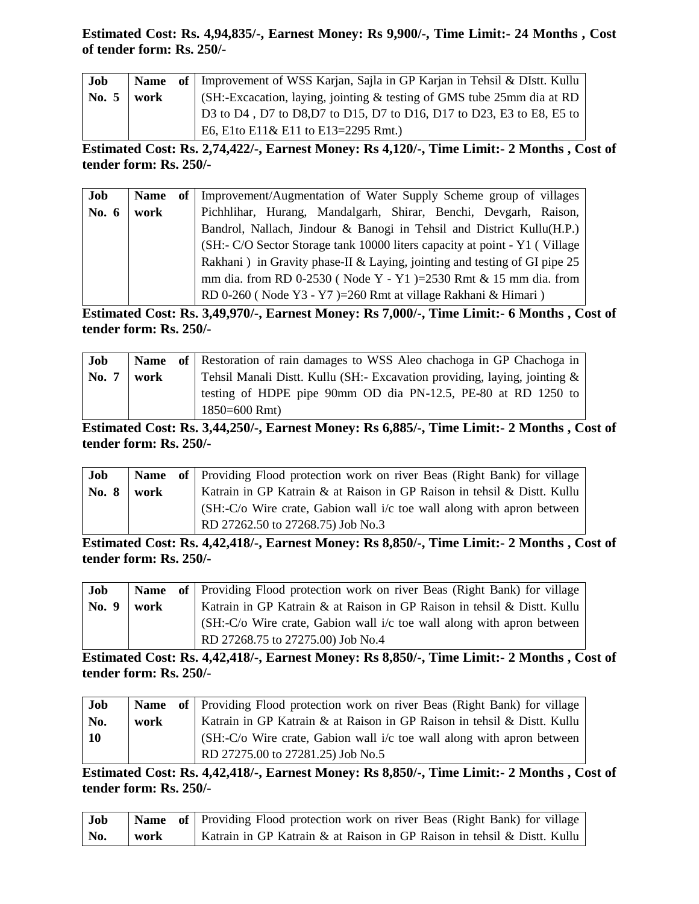**Estimated Cost: Rs. 4,94,835/-, Earnest Money: Rs 9,900/-, Time Limit:- 24 Months , Cost of tender form: Rs. 250/-**

| Job No. 5 | Name of work | Improvement of WSS Karjan, Sajla in GP Karjan in Tehsil & DIstt. Kullu (SH:-Excacation, laying, jointing & testing of GMS tube 25mm dia at RD D3 to D4 , D7 to D8,D7 to D15, D7 to D16, D17 to D23, E3 to E8, E5 to E6, E1to E11& E11 to E13=2295 Rmt.) |
|---|---|---|

**Estimated Cost: Rs. 2,74,422/-, Earnest Money: Rs 4,120/-, Time Limit:- 2 Months , Cost of tender form: Rs. 250/-**

| Job No. 6 | Name of work | Improvement/Augmentation of Water Supply Scheme group of villages Pichhlihar, Hurang, Mandalgarh, Shirar, Benchi, Devgarh, Raison, Bandrol, Nallach, Jindour & Banogi in Tehsil and District Kullu(H.P.) (SH:- C/O Sector Storage tank 10000 liters capacity at point - Y1 ( Village Rakhani ) in Gravity phase-II & Laying, jointing and testing of GI pipe 25 mm dia. from RD 0-2530 ( Node Y - Y1 )=2530 Rmt & 15 mm dia. from RD 0-260 ( Node Y3 - Y7 )=260 Rmt at village Rakhani & Himari ) |
|---|---|---|

**Estimated Cost: Rs. 3,49,970/-, Earnest Money: Rs 7,000/-, Time Limit:- 6 Months , Cost of tender form: Rs. 250/-**

| Job No. 7 | Name of work | Restoration of rain damages to WSS Aleo chachoga in GP Chachoga in Tehsil Manali Distt. Kullu (SH:- Excavation providing, laying, jointing & testing of HDPE pipe 90mm OD dia PN-12.5, PE-80 at RD 1250 to 1850=600 Rmt) |
|---|---|---|

**Estimated Cost: Rs. 3,44,250/-, Earnest Money: Rs 6,885/-, Time Limit:- 2 Months , Cost of tender form: Rs. 250/-**

| Job No. 8 | Name of work | Providing Flood protection work on river Beas (Right Bank) for village Katrain in GP Katrain & at Raison in GP Raison in tehsil & Distt. Kullu (SH:-C/o Wire crate, Gabion wall i/c toe wall along with apron between RD 27262.50 to 27268.75) Job No.3 |
|---|---|---|

**Estimated Cost: Rs. 4,42,418/-, Earnest Money: Rs 8,850/-, Time Limit:- 2 Months , Cost of tender form: Rs. 250/-**

| Job No. 9 | Name of work | Providing Flood protection work on river Beas (Right Bank) for village Katrain in GP Katrain & at Raison in GP Raison in tehsil & Distt. Kullu (SH:-C/o Wire crate, Gabion wall i/c toe wall along with apron between RD 27268.75 to 27275.00) Job No.4 |
|---|---|---|

**Estimated Cost: Rs. 4,42,418/-, Earnest Money: Rs 8,850/-, Time Limit:- 2 Months , Cost of tender form: Rs. 250/-**

| Job No. 10 | Name of work | Providing Flood protection work on river Beas (Right Bank) for village Katrain in GP Katrain & at Raison in GP Raison in tehsil & Distt. Kullu (SH:-C/o Wire crate, Gabion wall i/c toe wall along with apron between RD 27275.00 to 27281.25) Job No.5 |
|---|---|---|

**Estimated Cost: Rs. 4,42,418/-, Earnest Money: Rs 8,850/-, Time Limit:- 2 Months , Cost of tender form: Rs. 250/-**

| Job No. | Name of work | Providing Flood protection work on river Beas (Right Bank) for village Katrain in GP Katrain & at Raison in GP Raison in tehsil & Distt. Kullu |
|---|---|---|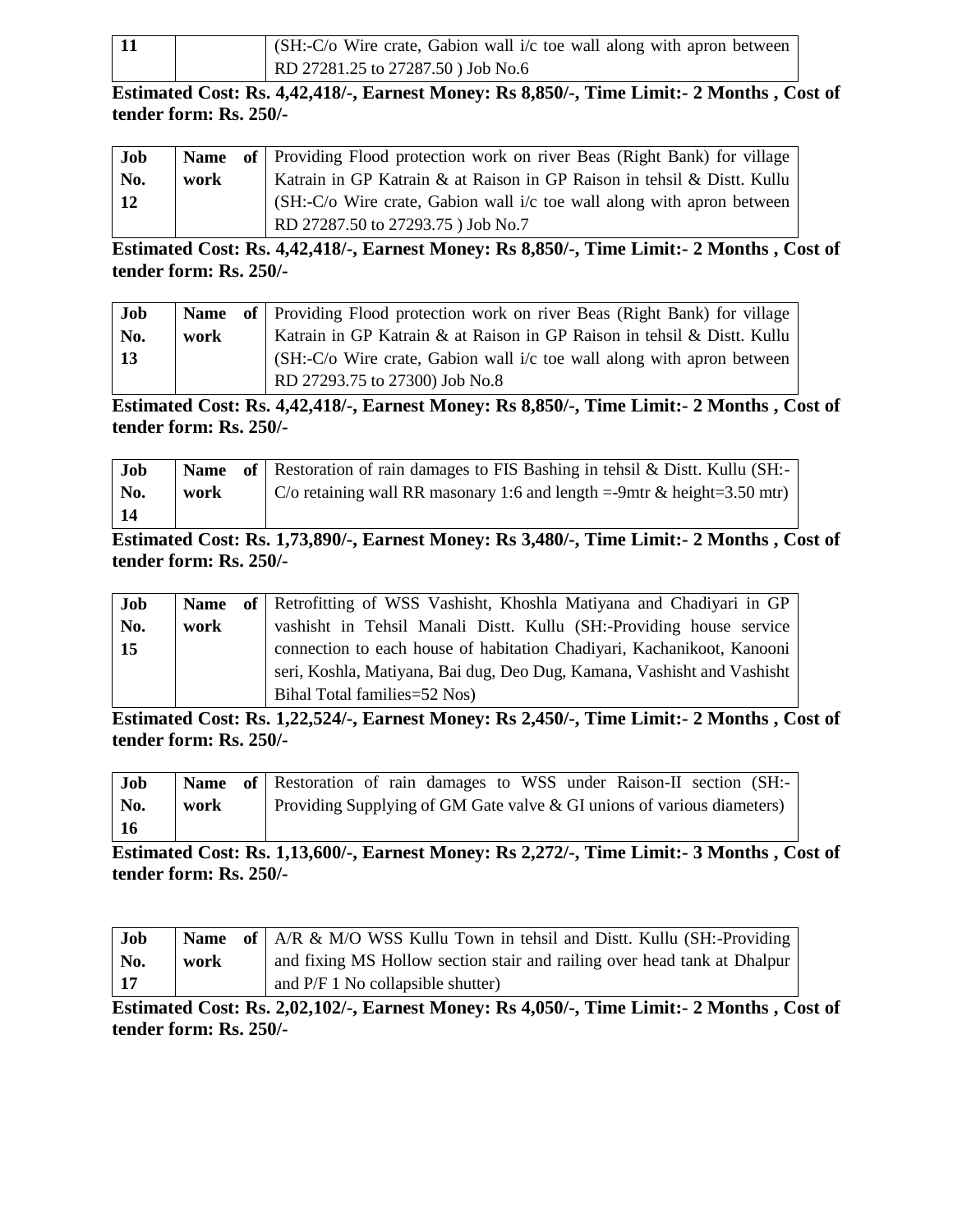| 11 | | (SH:-C/o Wire crate, Gabion wall i/c toe wall along with apron between RD 27281.25 to 27287.50 ) Job No.6 |
|---|---|---|

**Estimated Cost: Rs. 4,42,418/-, Earnest Money: Rs 8,850/-, Time Limit:- 2 Months , Cost of tender form: Rs. 250/-**

| Job No. 12 | Name of work | Providing Flood protection work on river Beas (Right Bank) for village Katrain in GP Katrain & at Raison in GP Raison in tehsil & Distt. Kullu (SH:-C/o Wire crate, Gabion wall i/c toe wall along with apron between RD 27287.50 to 27293.75 ) Job No.7 |
|---|---|---|

**Estimated Cost: Rs. 4,42,418/-, Earnest Money: Rs 8,850/-, Time Limit:- 2 Months , Cost of tender form: Rs. 250/-**

| Job No. 13 | Name of work | Providing Flood protection work on river Beas (Right Bank) for village Katrain in GP Katrain & at Raison in GP Raison in tehsil & Distt. Kullu (SH:-C/o Wire crate, Gabion wall i/c toe wall along with apron between RD 27293.75 to 27300) Job No.8 |
|---|---|---|

**Estimated Cost: Rs. 4,42,418/-, Earnest Money: Rs 8,850/-, Time Limit:- 2 Months , Cost of tender form: Rs. 250/-**

| Job No. 14 | Name of work | Restoration of rain damages to FIS Bashing in tehsil & Distt. Kullu (SH:-C/o retaining wall RR masonary 1:6 and length =-9mtr & height=3.50 mtr) |
|---|---|---|

**Estimated Cost: Rs. 1,73,890/-, Earnest Money: Rs 3,480/-, Time Limit:- 2 Months , Cost of tender form: Rs. 250/-**

| Job No. 15 | Name of work | Retrofitting of WSS Vashisht, Khoshla Matiyana and Chadiyari in GP vashisht in Tehsil Manali Distt. Kullu (SH:-Providing house service connection to each house of habitation Chadiyari, Kachanikoot, Kanooni seri, Koshla, Matiyana, Bai dug, Deo Dug, Kamana, Vashisht and Vashisht Bihal Total families=52 Nos) |
|---|---|---|

**Estimated Cost: Rs. 1,22,524/-, Earnest Money: Rs 2,450/-, Time Limit:- 2 Months , Cost of tender form: Rs. 250/-**

| Job No. 16 | Name of work | Restoration of rain damages to WSS under Raison-II section (SH:-Providing Supplying of GM Gate valve & GI unions of various diameters) |
|---|---|---|

**Estimated Cost: Rs. 1,13,600/-, Earnest Money: Rs 2,272/-, Time Limit:- 3 Months , Cost of tender form: Rs. 250/-**

| Job No. 17 | Name of work | A/R & M/O WSS Kullu Town in tehsil and Distt. Kullu (SH:-Providing and fixing MS Hollow section stair and railing over head tank at Dhalpur and P/F 1 No collapsible shutter) |
|---|---|---|

**Estimated Cost: Rs. 2,02,102/-, Earnest Money: Rs 4,050/-, Time Limit:- 2 Months , Cost of tender form: Rs. 250/-**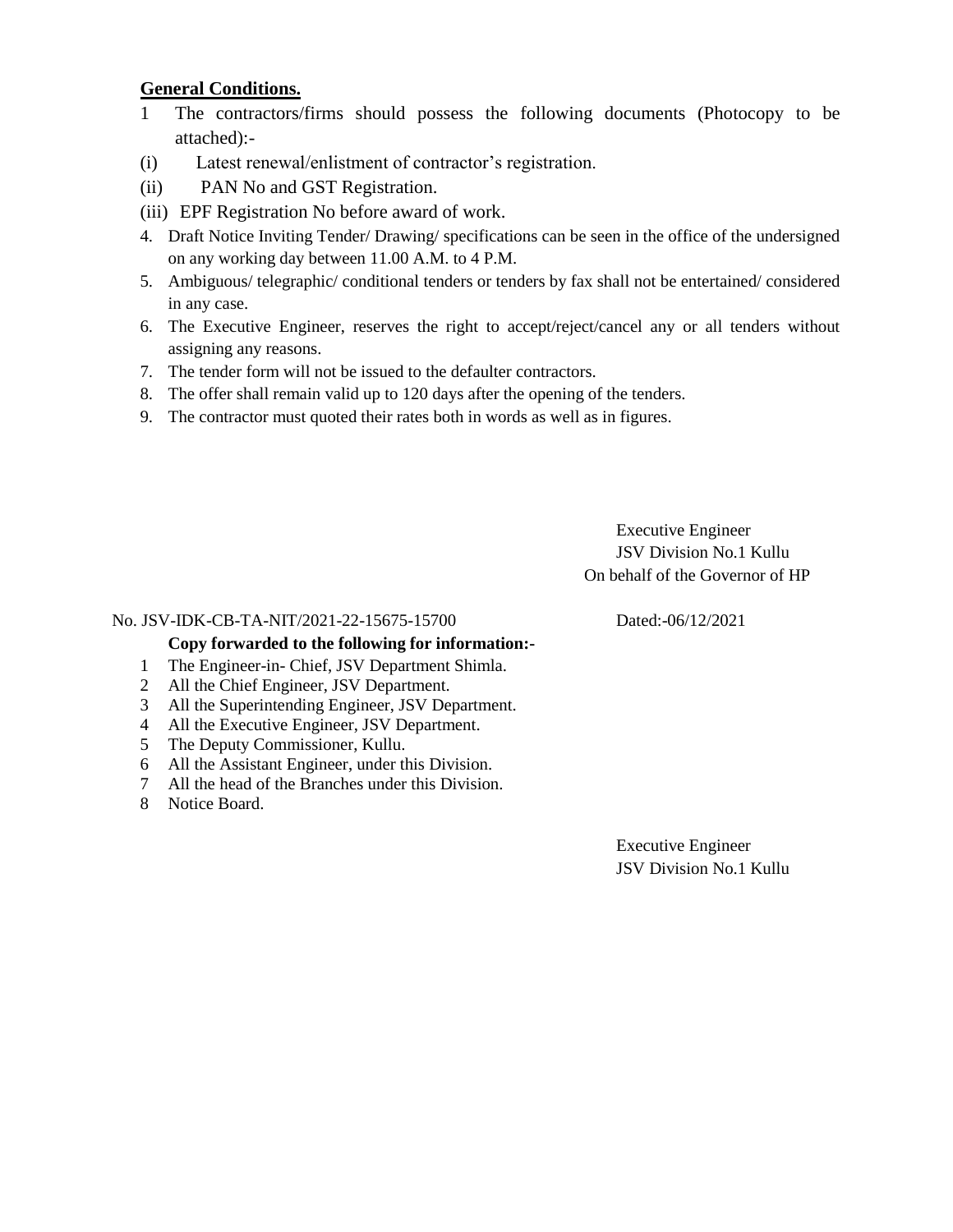**General Conditions.**

1. The contractors/firms should possess the following documents (Photocopy to be attached):-

(i) Latest renewal/enlistment of contractor's registration.

(ii) PAN No and GST Registration.

(iii) EPF Registration No before award of work.

4. Draft Notice Inviting Tender/ Drawing/ specifications can be seen in the office of the undersigned on any working day between 11.00 A.M. to 4 P.M.
5. Ambiguous/ telegraphic/ conditional tenders or tenders by fax shall not be entertained/ considered in any case.
6. The Executive Engineer, reserves the right to accept/reject/cancel any or all tenders without assigning any reasons.
7. The tender form will not be issued to the defaulter contractors.
8. The offer shall remain valid up to 120 days after the opening of the tenders.
9. The contractor must quoted their rates both in words as well as in figures.

Executive Engineer
JSV Division No.1 Kullu
On behalf of the Governor of HP

No. JSV-IDK-CB-TA-NIT/2021-22-15675-15700 Dated:-06/12/2021

**Copy forwarded to the following for information:-**

1. The Engineer-in- Chief, JSV Department Shimla.
2. All the Chief Engineer, JSV Department.
3. All the Superintending Engineer, JSV Department.
4. All the Executive Engineer, JSV Department.
5. The Deputy Commissioner, Kullu.
6. All the Assistant Engineer, under this Division.
7. All the head of the Branches under this Division.
8. Notice Board.

Executive Engineer
JSV Division No.1 Kullu